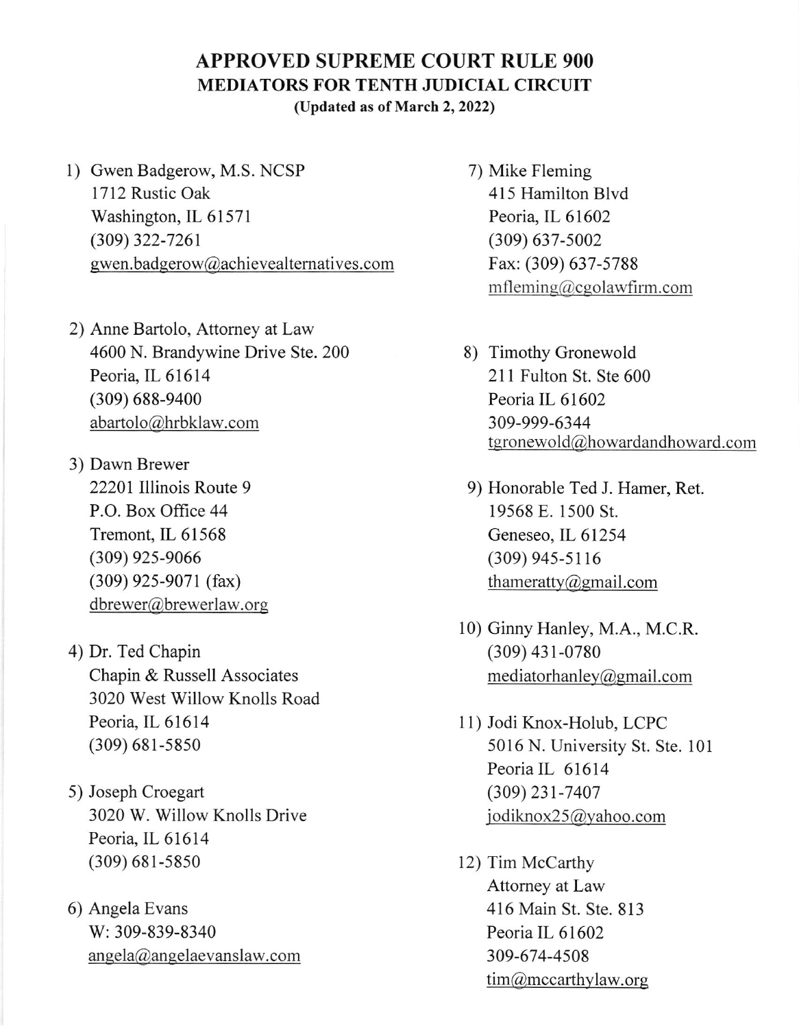# APPROVED SUPREME COURT RULE 900

## MEDIATORS FOR TENTH JUDICIAL CIRCUIT

**(Updated as of March 2, 2022)**

1) Gwen Badgerow, M.S. NCSP
   1712 Rustic Oak
   Washington, IL 61571
   (309) 322-7261
   gwen.badgerow@achievealternatives.com

2) Anne Bartolo, Attorney at Law
   4600 N. Brandywine Drive Ste. 200
   Peoria, IL 61614
   (309) 688-9400
   abartolo@hrbklaw.com

3) Dawn Brewer
   22201 Illinois Route 9
   P.O. Box Office 44
   Tremont, IL 61568
   (309) 925-9066
   (309) 925-9071 (fax)
   dbrewer@brewerlaw.org

4) Dr. Ted Chapin
   Chapin & Russell Associates
   3020 West Willow Knolls Road
   Peoria, IL 61614
   (309) 681-5850

5) Joseph Croegart
   3020 W. Willow Knolls Drive
   Peoria, IL 61614
   (309) 681-5850

6) Angela Evans
   W: 309-839-8340
   angela@angelaevanslaw.com

7) Mike Fleming
   415 Hamilton Blvd
   Peoria, IL 61602
   (309) 637-5002
   Fax: (309) 637-5788
   mfleming@cgolawfirm.com

8) Timothy Gronewold
   211 Fulton St. Ste 600
   Peoria IL 61602
   309-999-6344
   tgronewold@howardandhoward.com

9) Honorable Ted J. Hamer, Ret.
   19568 E. 1500 St.
   Geneseo, IL 61254
   (309) 945-5116
   thameratty@gmail.com

10) Ginny Hanley, M.A., M.C.R.
    (309) 431-0780
    mediatorhanley@gmail.com

11) Jodi Knox-Holub, LCPC
    5016 N. University St. Ste. 101
    Peoria IL 61614
    (309) 231-7407
    jodiknox25@yahoo.com

12) Tim McCarthy
    Attorney at Law
    416 Main St. Ste. 813
    Peoria IL 61602
    309-674-4508
    tim@mccarthylaw.org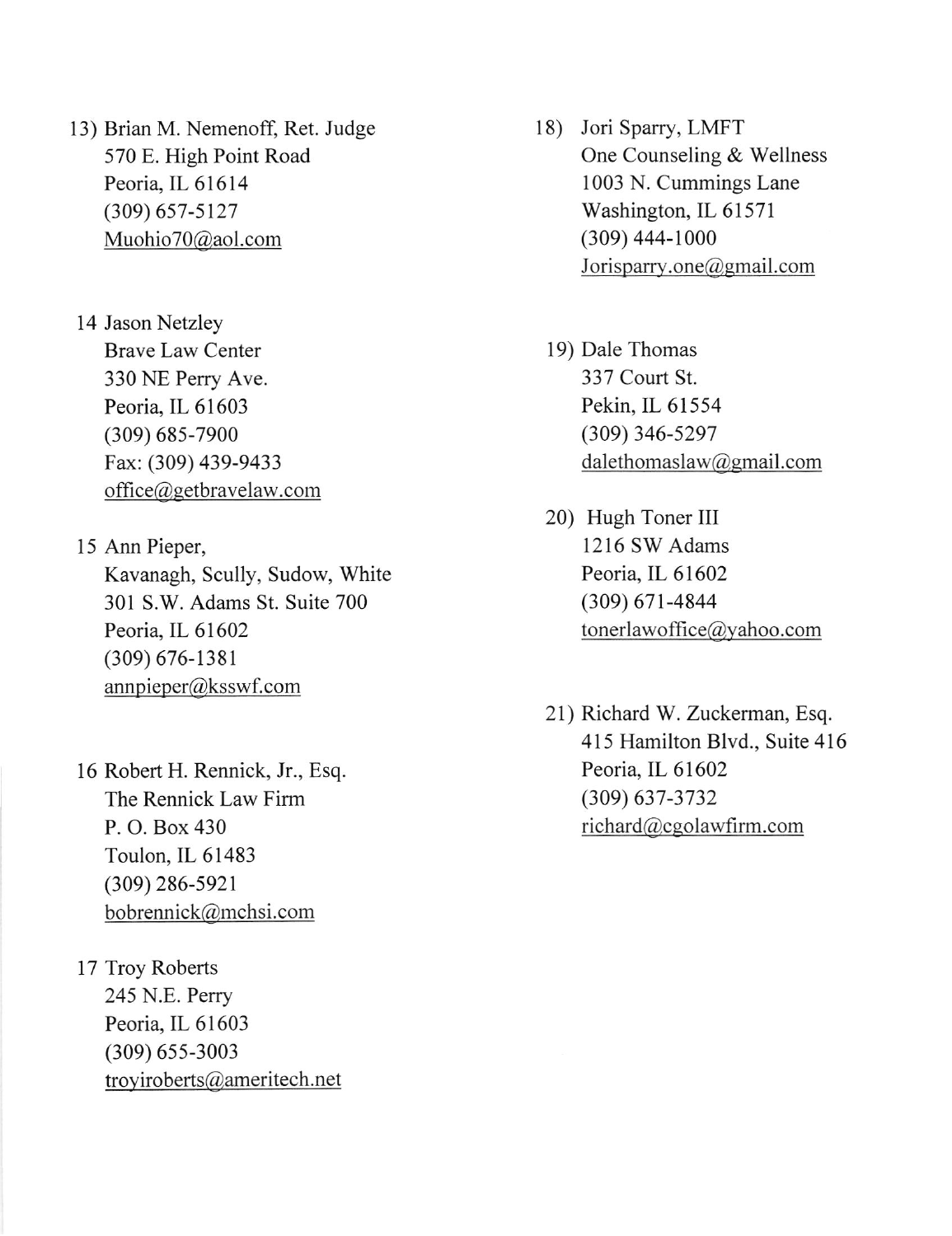13) Brian M. Nemenoff, Ret. Judge
570 E. High Point Road
Peoria, IL 61614
(309) 657-5127
Muohio70@aol.com

14 Jason Netzley
Brave Law Center
330 NE Perry Ave.
Peoria, IL 61603
(309) 685-7900
Fax: (309) 439-9433
office@getbravelaw.com

15 Ann Pieper,
Kavanagh, Scully, Sudow, White
301 S.W. Adams St. Suite 700
Peoria, IL 61602
(309) 676-1381
annpieper@ksswf.com

16 Robert H. Rennick, Jr., Esq.
The Rennick Law Firm
P. O. Box 430
Toulon, IL 61483
(309) 286-5921
bobrennick@mchsi.com

17 Troy Roberts
245 N.E. Perry
Peoria, IL 61603
(309) 655-3003
troyiroberts@ameritech.net

18) Jori Sparry, LMFT
One Counseling & Wellness
1003 N. Cummings Lane
Washington, IL 61571
(309) 444-1000
Jorisparry.one@gmail.com

19) Dale Thomas
337 Court St.
Pekin, IL 61554
(309) 346-5297
dalethomaslaw@gmail.com

20) Hugh Toner III
1216 SW Adams
Peoria, IL 61602
(309) 671-4844
tonerlawoffice@yahoo.com

21) Richard W. Zuckerman, Esq.
415 Hamilton Blvd., Suite 416
Peoria, IL 61602
(309) 637-3732
richard@cgolawfirm.com